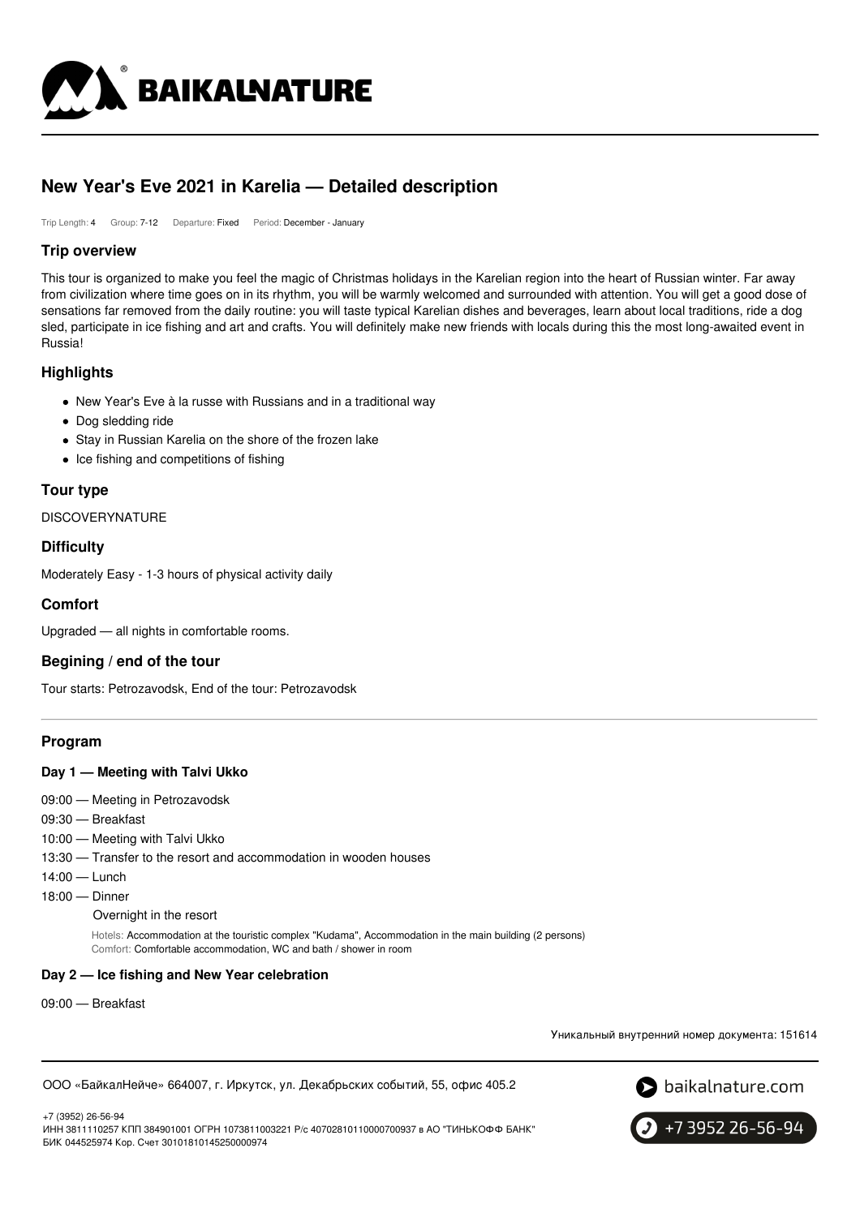# New Year's Eve 2021 in Karelia — Detailed description

Trip Length: 4 Group: 7-12 Departure: Fixed Period: December - January

## Trip overview

This tour is organized to make you feel the magic of Christmas holidays in the Karelian region into the heart of Russian winter. Far away from civilization where time goes on in its rhythm, you will be warmly welcomed and surrounded with attention. You will get a good dose of sensations far removed from the daily routine: you will taste typical Karelian dishes and beverages, learn about local traditions, ride a dog sled, participate in ice fishing and art and crafts. You will definitely make new friends with locals during this the most long-awaited event in Russia!

## Highlights

- New Year's Eve à la russe with Russians and in a traditional way
- Dog sledding ride
- Stay in Russian Karelia on the shore of the frozen lake
- Ice fishing and competitions of fishing

## Tour type

DISCOVERYNATURE

## Difficulty

Moderately Easy - 1-3 hours of physical activity daily

## Comfort

Upgraded — all nights in comfortable rooms.

## Begining / end of the tour

Tour starts: Petrozavodsk, End of the tour: Petrozavodsk

---

## Program

### Day 1 — Meeting with Talvi Ukko

09:00 — Meeting in Petrozavodsk

09:30 — Breakfast

10:00 — Meeting with Talvi Ukko

13:30 — Transfer to the resort and accommodation in wooden houses

14:00 — Lunch

18:00 — Dinner

Overnight in the resort

Hotels: Accommodation at the touristic complex "Kudama", Accommodation in the main building (2 persons)
Comfort: Comfortable accommodation, WC and bath / shower in room

### Day 2 — Ice fishing and New Year celebration

09:00 — Breakfast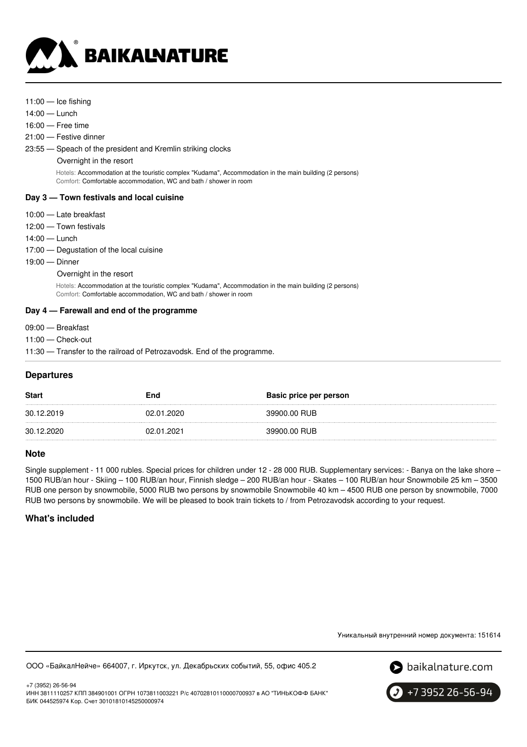11:00 — Ice fishing

14:00 — Lunch

16:00 — Free time

21:00 — Festive dinner

23:55 — Speach of the president and Kremlin striking clocks

Overnight in the resort

Hotels: Accommodation at the touristic complex "Kudama", Accommodation in the main building (2 persons)
Comfort: Comfortable accommodation, WC and bath / shower in room

### Day 3 — Town festivals and local cuisine

10:00 — Late breakfast

12:00 — Town festivals

14:00 — Lunch

17:00 — Degustation of the local cuisine

19:00 — Dinner

Overnight in the resort

Hotels: Accommodation at the touristic complex "Kudama", Accommodation in the main building (2 persons)
Comfort: Comfortable accommodation, WC and bath / shower in room

### Day 4 — Farewall and end of the programme

09:00 — Breakfast

11:00 — Check-out

11:30 — Transfer to the railroad of Petrozavodsk. End of the programme.

## Departures

| Start | End | Basic price per person |
| --- | --- | --- |
| 30.12.2019 | 02.01.2020 | 39900.00 RUB |
| 30.12.2020 | 02.01.2021 | 39900.00 RUB |

## Note

Single supplement - 11 000 rubles. Special prices for children under 12 - 28 000 RUB. Supplementary services: - Banya on the lake shore – 1500 RUB/an hour - Skiing – 100 RUB/an hour, Finnish sledge – 200 RUB/an hour - Skates – 100 RUB/an hour Snowmobile 25 km – 3500 RUB one person by snowmobile, 5000 RUB two persons by snowmobile Snowmobile 40 km – 4500 RUB one person by snowmobile, 7000 RUB two persons by snowmobile. We will be pleased to book train tickets to / from Petrozavodsk according to your request.

## What's included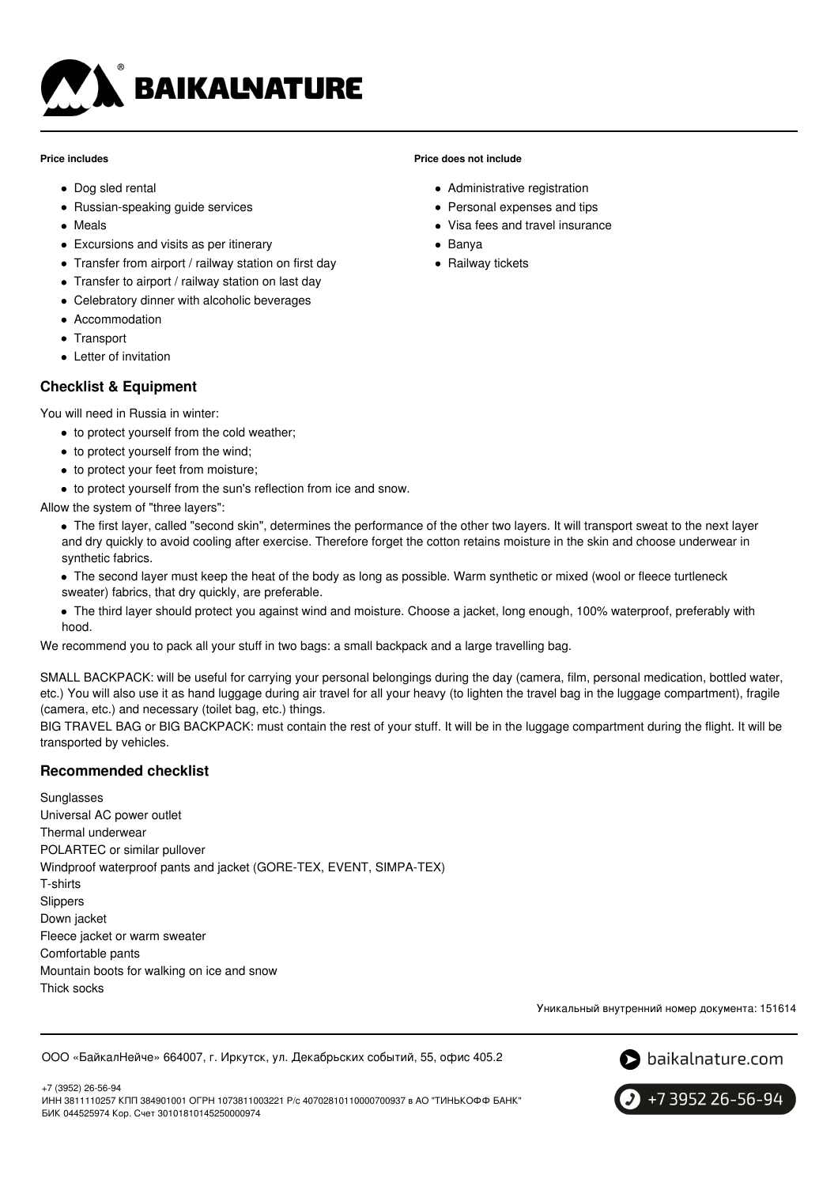**Price includes**

- Dog sled rental
- Russian-speaking guide services
- Meals
- Excursions and visits as per itinerary
- Transfer from airport / railway station on first day
- Transfer to airport / railway station on last day
- Celebratory dinner with alcoholic beverages
- Accommodation
- Transport
- Letter of invitation

**Price does not include**

- Administrative registration
- Personal expenses and tips
- Visa fees and travel insurance
- Banya
- Railway tickets

## Checklist & Equipment

You will need in Russia in winter:

- to protect yourself from the cold weather;
- to protect yourself from the wind;
- to protect your feet from moisture;
- to protect yourself from the sun's reflection from ice and snow.

Allow the system of "three layers":

- The first layer, called "second skin", determines the performance of the other two layers. It will transport sweat to the next layer and dry quickly to avoid cooling after exercise. Therefore forget the cotton retains moisture in the skin and choose underwear in synthetic fabrics.
- The second layer must keep the heat of the body as long as possible. Warm synthetic or mixed (wool or fleece turtleneck sweater) fabrics, that dry quickly, are preferable.
- The third layer should protect you against wind and moisture. Choose a jacket, long enough, 100% waterproof, preferably with hood.

We recommend you to pack all your stuff in two bags: a small backpack and a large travelling bag.

SMALL BACKPACK: will be useful for carrying your personal belongings during the day (camera, film, personal medication, bottled water, etc.) You will also use it as hand luggage during air travel for all your heavy (to lighten the travel bag in the luggage compartment), fragile (camera, etc.) and necessary (toilet bag, etc.) things.

BIG TRAVEL BAG or BIG BACKPACK: must contain the rest of your stuff. It will be in the luggage compartment during the flight. It will be transported by vehicles.

## Recommended checklist

Sunglasses
Universal AC power outlet
Thermal underwear
POLARTEC or similar pullover
Windproof waterproof pants and jacket (GORE-TEX, EVENT, SIMPA-TEX)
T-shirts
Slippers
Down jacket
Fleece jacket or warm sweater
Comfortable pants
Mountain boots for walking on ice and snow
Thick socks

Уникальный внутренний номер документа: 151614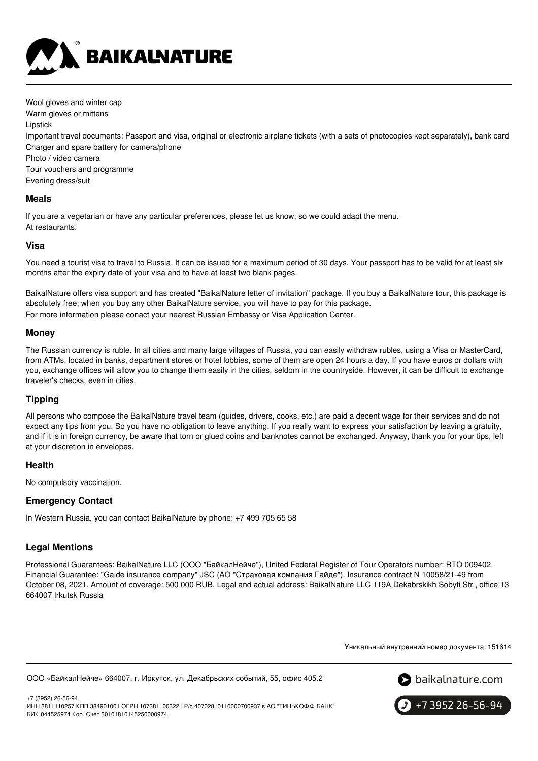Wool gloves and winter cap
Warm gloves or mittens
Lipstick
Important travel documents: Passport and visa, original or electronic airplane tickets (with a sets of photocopies kept separately), bank card
Charger and spare battery for camera/phone
Photo / video camera
Tour vouchers and programme
Evening dress/suit

### Meals

If you are a vegetarian or have any particular preferences, please let us know, so we could adapt the menu.
At restaurants.

### Visa

You need a tourist visa to travel to Russia. It can be issued for a maximum period of 30 days. Your passport has to be valid for at least six months after the expiry date of your visa and to have at least two blank pages.

BaikalNature offers visa support and has created "BaikalNature letter of invitation" package. If you buy a BaikalNature tour, this package is absolutely free; when you buy any other BaikalNature service, you will have to pay for this package.
For more information please conact your nearest Russian Embassy or Visa Application Center.

### Money

The Russian currency is ruble. In all cities and many large villages of Russia, you can easily withdraw rubles, using a Visa or MasterCard, from ATMs, located in banks, department stores or hotel lobbies, some of them are open 24 hours a day. If you have euros or dollars with you, exchange offices will allow you to change them easily in the cities, seldom in the countryside. However, it can be difficult to exchange traveler's checks, even in cities.

### Tipping

All persons who compose the BaikalNature travel team (guides, drivers, cooks, etc.) are paid a decent wage for their services and do not expect any tips from you. So you have no obligation to leave anything. If you really want to express your satisfaction by leaving a gratuity, and if it is in foreign currency, be aware that torn or glued coins and banknotes cannot be exchanged. Anyway, thank you for your tips, left at your discretion in envelopes.

### Health

No compulsory vaccination.

### Emergency Contact

In Western Russia, you can contact BaikalNature by phone: +7 499 705 65 58

### Legal Mentions

Professional Guarantees: BaikalNature LLC (ООО "БайкалНейче"), United Federal Register of Tour Operators number: RTO 009402. Financial Guarantee: "Gaide insurance company" JSC (АО "Страховая компания Гайде"). Insurance contract N 10058/21-49 from October 08, 2021. Amount of coverage: 500 000 RUB. Legal and actual address: BaikalNature LLC 119A Dekabrskikh Sobyti Str., office 13 664007 Irkutsk Russia

Уникальный внутренний номер документа: 151614